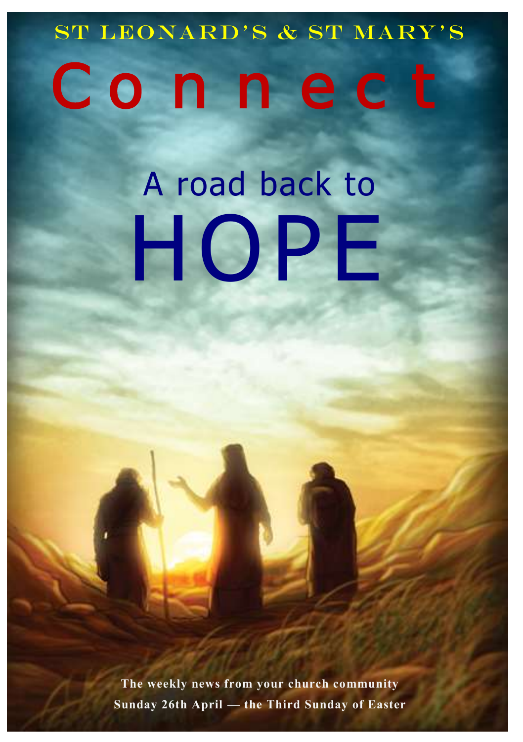ST LEONARD'S & ST MARY'S

# Connect

## A road back to HOPE

**The weekly news from your church community**

**Sunday 26th April — the Third Sunday of Easter**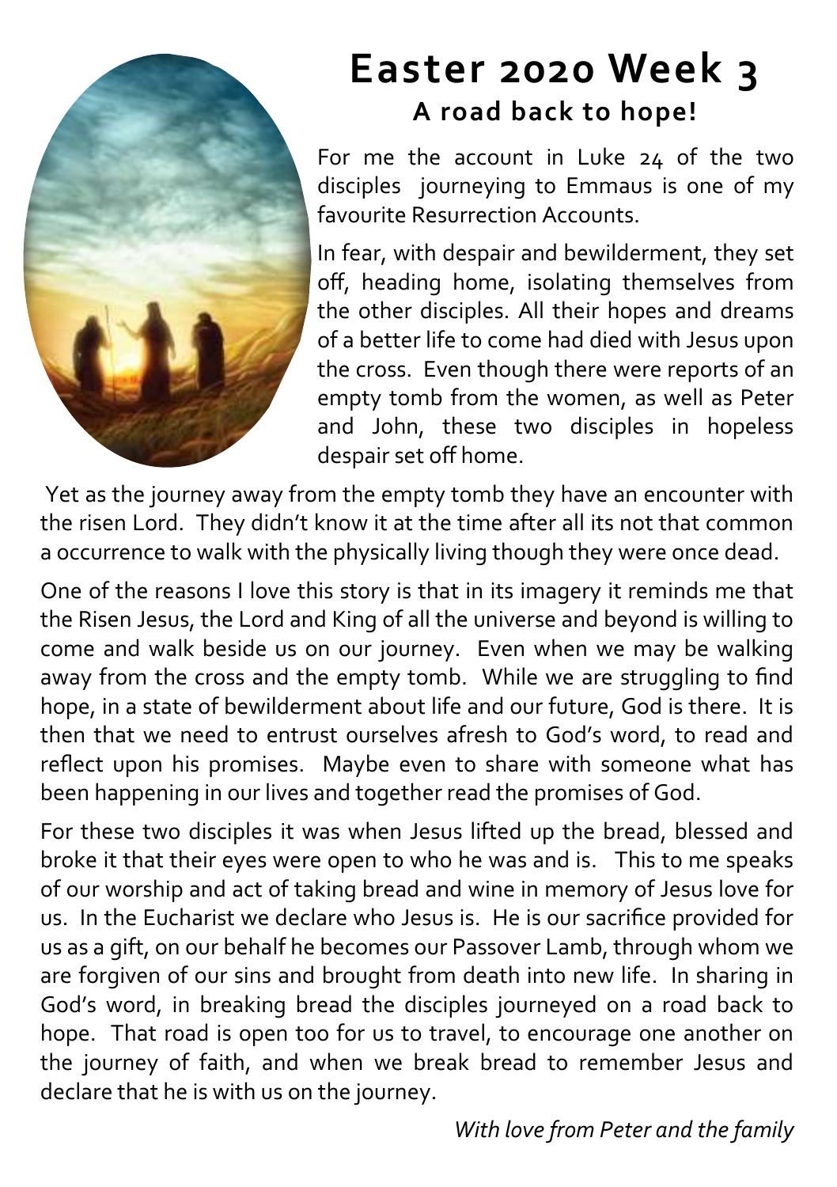# Easter 2020 Week 3

## A road back to hope!

For me the account in Luke 24 of the two disciples journeying to Emmaus is one of my favourite Resurrection Accounts.

In fear, with despair and bewilderment, they set off, heading home, isolating themselves from the other disciples. All their hopes and dreams of a better life to come had died with Jesus upon the cross. Even though there were reports of an empty tomb from the women, as well as Peter and John, these two disciples in hopeless despair set off home.

Yet as the journey away from the empty tomb they have an encounter with the risen Lord. They didn't know it at the time after all its not that common a occurrence to walk with the physically living though they were once dead.

One of the reasons I love this story is that in its imagery it reminds me that the Risen Jesus, the Lord and King of all the universe and beyond is willing to come and walk beside us on our journey. Even when we may be walking away from the cross and the empty tomb. While we are struggling to find hope, in a state of bewilderment about life and our future, God is there. It is then that we need to entrust ourselves afresh to God's word, to read and reflect upon his promises. Maybe even to share with someone what has been happening in our lives and together read the promises of God.

For these two disciples it was when Jesus lifted up the bread, blessed and broke it that their eyes were open to who he was and is. This to me speaks of our worship and act of taking bread and wine in memory of Jesus love for us. In the Eucharist we declare who Jesus is. He is our sacrifice provided for us as a gift, on our behalf he becomes our Passover Lamb, through whom we are forgiven of our sins and brought from death into new life. In sharing in God's word, in breaking bread the disciples journeyed on a road back to hope. That road is open too for us to travel, to encourage one another on the journey of faith, and when we break bread to remember Jesus and declare that he is with us on the journey.

*With love from Peter and the family*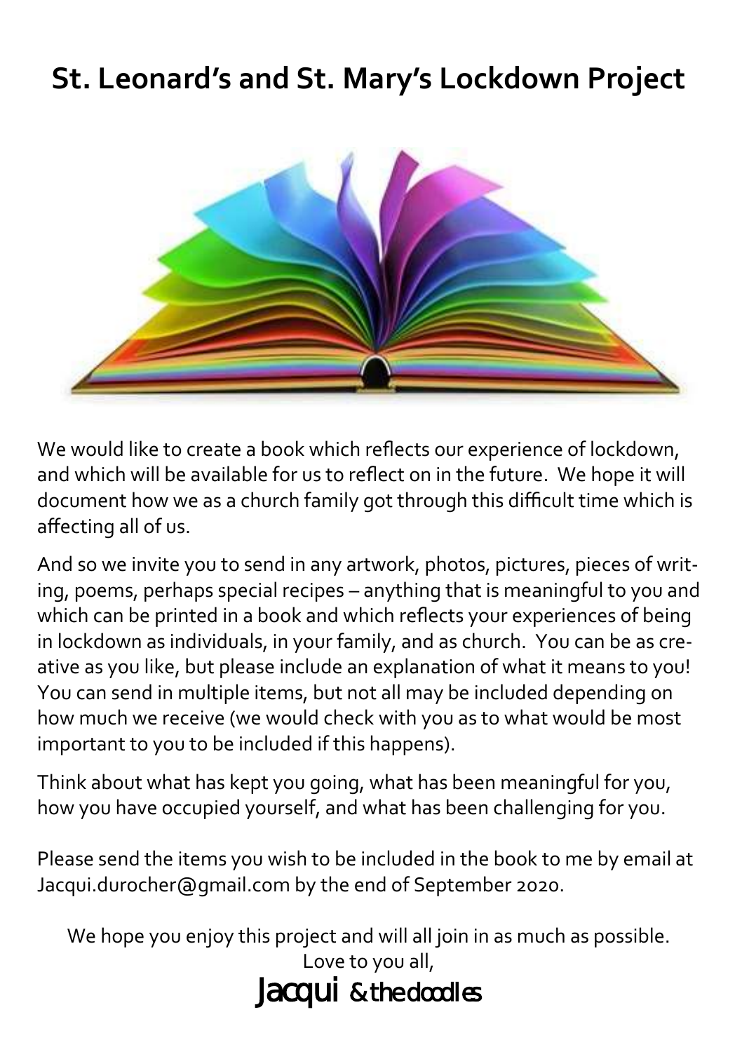# St. Leonard's and St. Mary's Lockdown Project

We would like to create a book which reflects our experience of lockdown, and which will be available for us to reflect on in the future. We hope it will document how we as a church family got through this difficult time which is affecting all of us.

And so we invite you to send in any artwork, photos, pictures, pieces of writing, poems, perhaps special recipes – anything that is meaningful to you and which can be printed in a book and which reflects your experiences of being in lockdown as individuals, in your family, and as church. You can be as creative as you like, but please include an explanation of what it means to you! You can send in multiple items, but not all may be included depending on how much we receive (we would check with you as to what would be most important to you to be included if this happens).

Think about what has kept you going, what has been meaningful for you, how you have occupied yourself, and what has been challenging for you.

Please send the items you wish to be included in the book to me by email at Jacqui.durocher@gmail.com by the end of September 2020.

We hope you enjoy this project and will all join in as much as possible.
Love to you all,
Jacqui & the doodles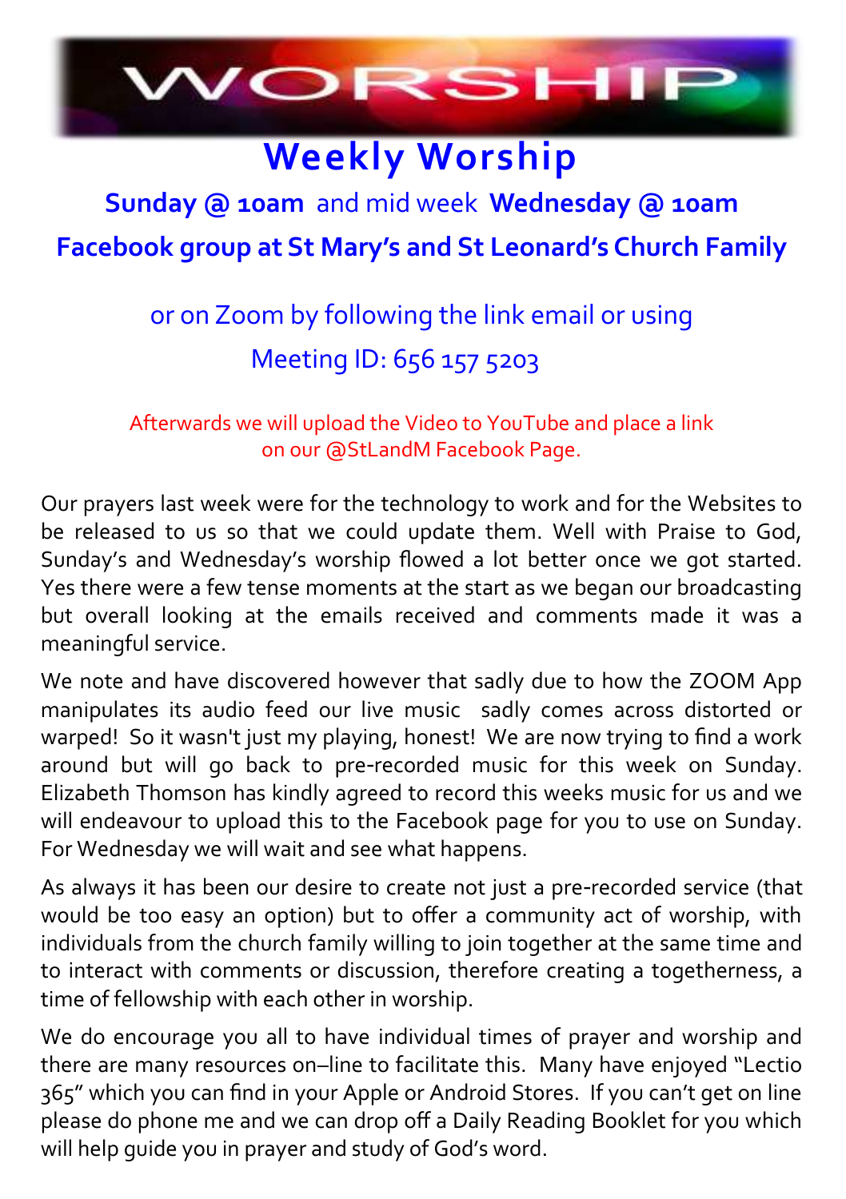# WORSHIP

## Weekly Worship

**Sunday @ 10am** and mid week **Wednesday @ 10am**

**Facebook group at St Mary's and St Leonard's Church Family**

or on Zoom by following the link email or using

Meeting ID: 656 157 5203

Afterwards we will upload the Video to YouTube and place a link on our @StLandM Facebook Page.

Our prayers last week were for the technology to work and for the Websites to be released to us so that we could update them. Well with Praise to God, Sunday's and Wednesday's worship flowed a lot better once we got started. Yes there were a few tense moments at the start as we began our broadcasting but overall looking at the emails received and comments made it was a meaningful service.

We note and have discovered however that sadly due to how the ZOOM App manipulates its audio feed our live music sadly comes across distorted or warped! So it wasn't just my playing, honest! We are now trying to find a work around but will go back to pre-recorded music for this week on Sunday. Elizabeth Thomson has kindly agreed to record this weeks music for us and we will endeavour to upload this to the Facebook page for you to use on Sunday. For Wednesday we will wait and see what happens.

As always it has been our desire to create not just a pre-recorded service (that would be too easy an option) but to offer a community act of worship, with individuals from the church family willing to join together at the same time and to interact with comments or discussion, therefore creating a togetherness, a time of fellowship with each other in worship.

We do encourage you all to have individual times of prayer and worship and there are many resources on–line to facilitate this. Many have enjoyed "Lectio 365" which you can find in your Apple or Android Stores. If you can't get on line please do phone me and we can drop off a Daily Reading Booklet for you which will help guide you in prayer and study of God's word.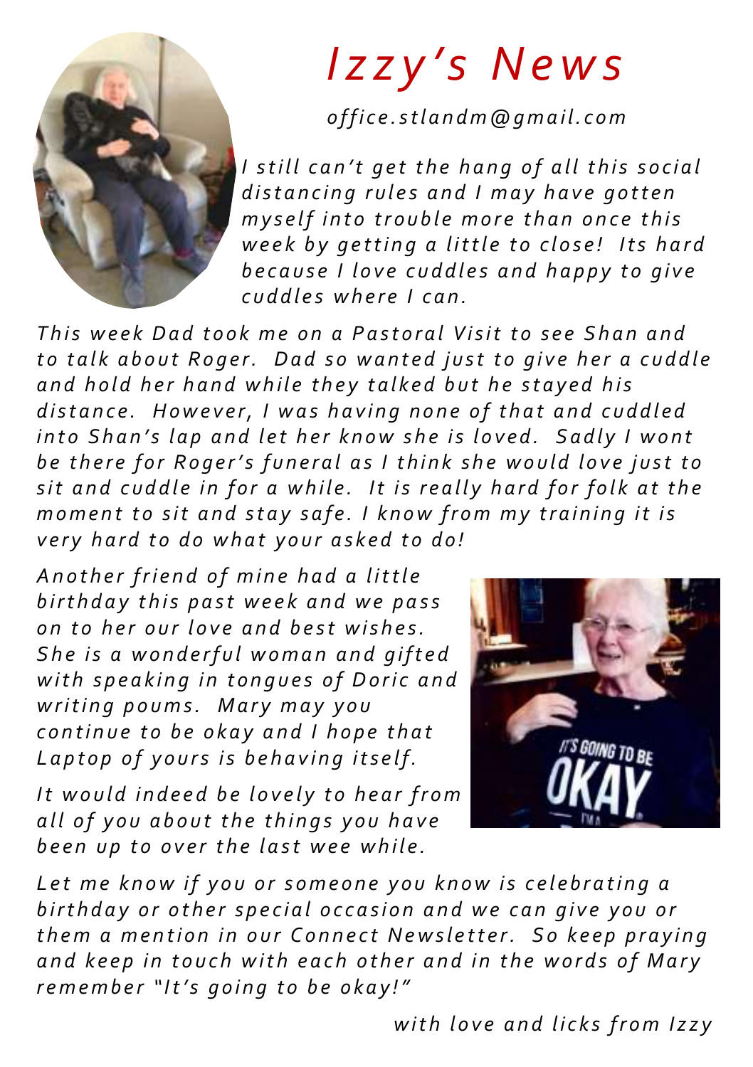# *Izzy's News*

*office.stlandm@gmail.com*

*I still can't get the hang of all this social distancing rules and I may have gotten myself into trouble more than once this week by getting a little to close! Its hard because I love cuddles and happy to give cuddles where I can.*

*This week Dad took me on a Pastoral Visit to see Shan and to talk about Roger. Dad so wanted just to give her a cuddle and hold her hand while they talked but he stayed his distance. However, I was having none of that and cuddled into Shan's lap and let her know she is loved. Sadly I wont be there for Roger's funeral as I think she would love just to sit and cuddle in for a while. It is really hard for folk at the moment to sit and stay safe. I know from my training it is very hard to do what your asked to do!*

*Another friend of mine had a little birthday this past week and we pass on to her our love and best wishes. She is a wonderful woman and gifted with speaking in tongues of Doric and writing poums. Mary may you continue to be okay and I hope that Laptop of yours is behaving itself.*

*It would indeed be lovely to hear from all of you about the things you have been up to over the last wee while.*

*Let me know if you or someone you know is celebrating a birthday or other special occasion and we can give you or them a mention in our Connect Newsletter. So keep praying and keep in touch with each other and in the words of Mary remember "It's going to be okay!"*

*with love and licks from Izzy*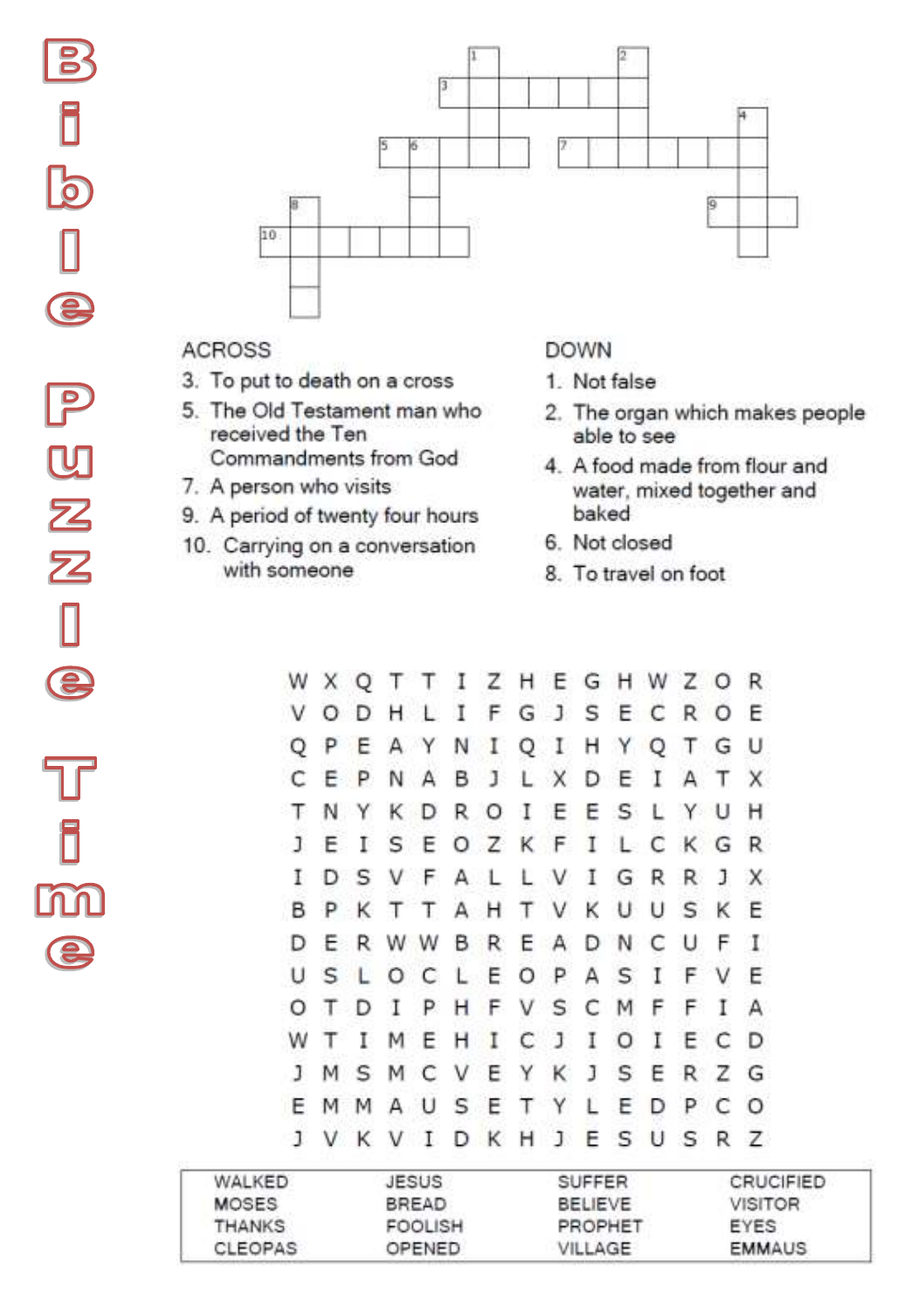# Bible Puzzle Time

## ACROSS

3. To put to death on a cross
5. The Old Testament man who received the Ten Commandments from God
7. A person who visits
9. A period of twenty four hours
10. Carrying on a conversation with someone

## DOWN

1. Not false
2. The organ which makes people able to see
4. A food made from flour and water, mixed together and baked
6. Not closed
8. To travel on foot

```
W X Q T T I Z H E G H W Z O R
V O D H L I F G J S E C R O E
Q P E A Y N I Q I H Y Q T G U
C E P N A B J L X D E I A T X
T N Y K D R O I E E S L Y U H
J E I S E O Z K F I L C K G R
I D S V F A L L V I G R R J X
B P K T T A H T V K U U S K E
D E R W W B R E A D N C U F I
U S L O C L E O P A S I F V E
O T D I P H F V S C M F F I A
W T I M E H I C J I O I E C D
J M S M C V E Y K J S E R Z G
E M M A U S E T Y L E D P C O
J V K V I D K H J E S U S R Z
```

| | | | |
|---|---|---|---|
| WALKED | JESUS | SUFFER | CRUCIFIED |
| MOSES | BREAD | BELIEVE | VISITOR |
| THANKS | FOOLISH | PROPHET | EYES |
| CLEOPAS | OPENED | VILLAGE | EMMAUS |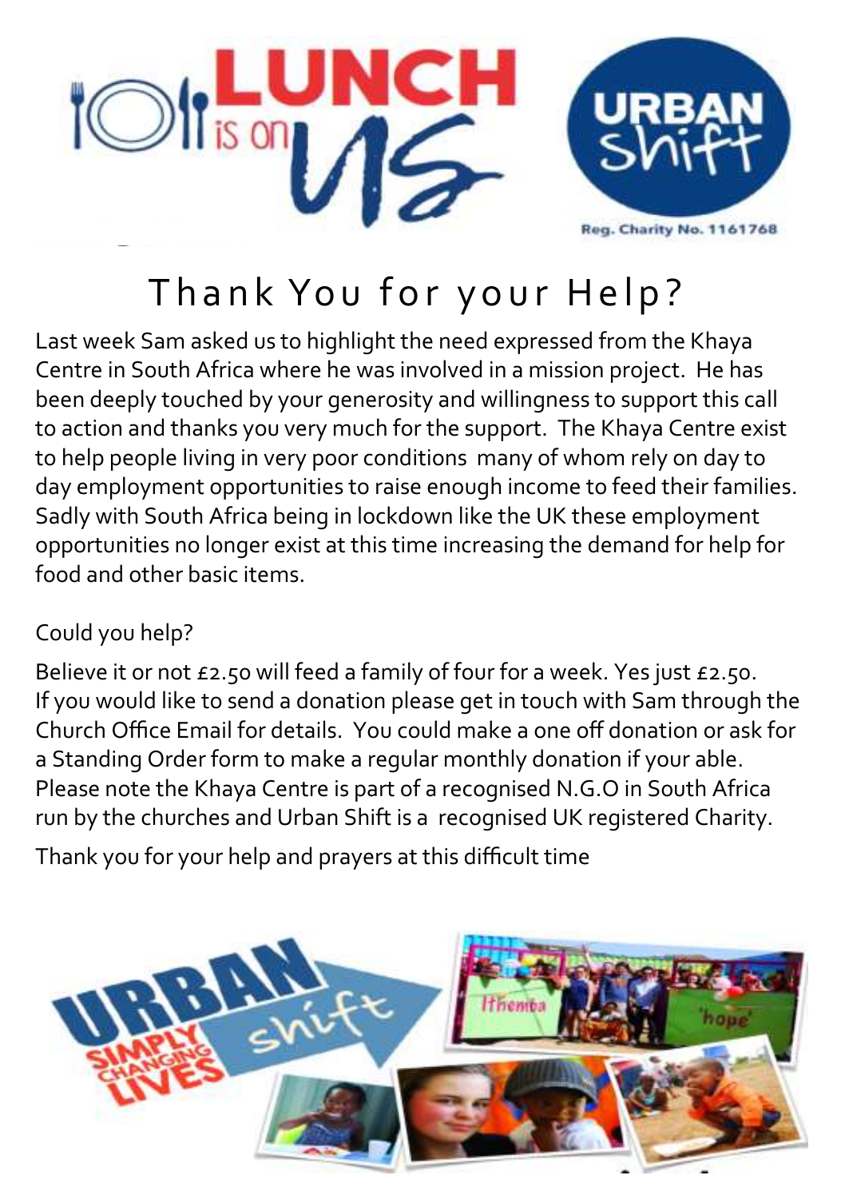# Thank You for your Help?

Last week Sam asked us to highlight the need expressed from the Khaya Centre in South Africa where he was involved in a mission project. He has been deeply touched by your generosity and willingness to support this call to action and thanks you very much for the support. The Khaya Centre exist to help people living in very poor conditions many of whom rely on day to day employment opportunities to raise enough income to feed their families. Sadly with South Africa being in lockdown like the UK these employment opportunities no longer exist at this time increasing the demand for help for food and other basic items.

Could you help?

Believe it or not £2.50 will feed a family of four for a week. Yes just £2.50. If you would like to send a donation please get in touch with Sam through the Church Office Email for details. You could make a one off donation or ask for a Standing Order form to make a regular monthly donation if your able. Please note the Khaya Centre is part of a recognised N.G.O in South Africa run by the churches and Urban Shift is a recognised UK registered Charity.

Thank you for your help and prayers at this difficult time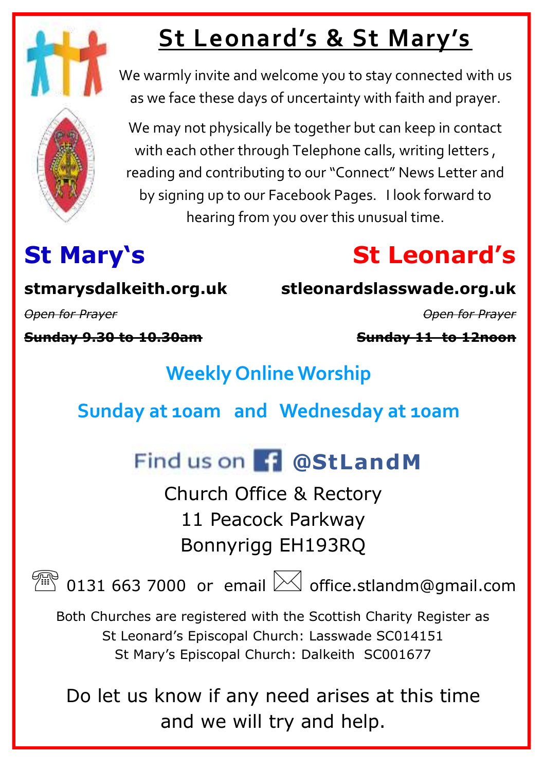# St Leonard's & St Mary's

We warmly invite and welcome you to stay connected with us as we face these days of uncertainty with faith and prayer.

We may not physically be together but can keep in contact with each other through Telephone calls, writing letters , reading and contributing to our "Connect" News Letter and by signing up to our Facebook Pages. I look forward to hearing from you over this unusual time.

## St Mary's

**stmarysdalkeith.org.uk**

~~*Open for Prayer*~~

~~**Sunday 9.30 to 10.30am**~~

## St Leonard's

**stleonardslasswade.org.uk**

~~*Open for Prayer*~~

~~**Sunday 11 to 12noon**~~

### Weekly Online Worship

### Sunday at 10am and Wednesday at 10am

Find us on Facebook **@StLandM**

Church Office & Rectory
11 Peacock Parkway
Bonnyrigg EH193RQ

0131 663 7000 or email office.stlandm@gmail.com

Both Churches are registered with the Scottish Charity Register as
St Leonard's Episcopal Church: Lasswade SC014151
St Mary's Episcopal Church: Dalkeith SC001677

Do let us know if any need arises at this time and we will try and help.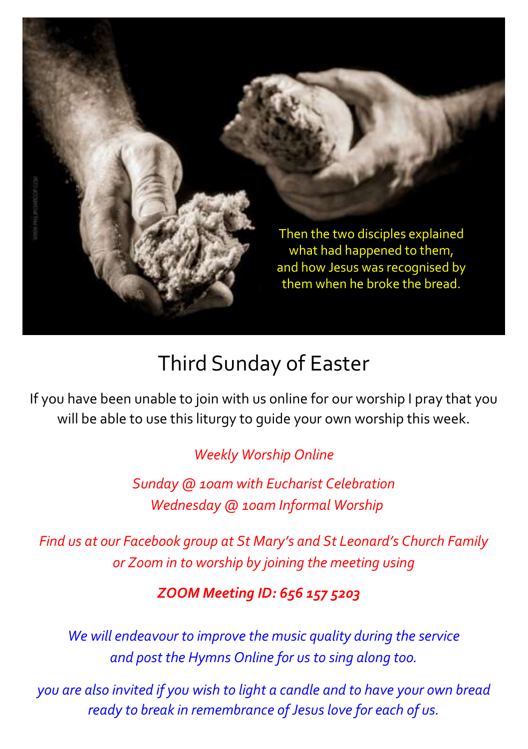Then the two disciples explained what had happened to them, and how Jesus was recognised by them when he broke the bread.

# Third Sunday of Easter

If you have been unable to join with us online for our worship I pray that you will be able to use this liturgy to guide your own worship this week.

*Weekly Worship Online*

*Sunday @ 10am with Eucharist Celebration*
*Wednesday @ 10am Informal Worship*

*Find us at our Facebook group at St Mary's and St Leonard's Church Family or Zoom in to worship by joining the meeting using*

***ZOOM Meeting ID: 656 157 5203***

*We will endeavour to improve the music quality during the service and post the Hymns Online for us to sing along too.*

*you are also invited if you wish to light a candle and to have your own bread ready to break in remembrance of Jesus love for each of us.*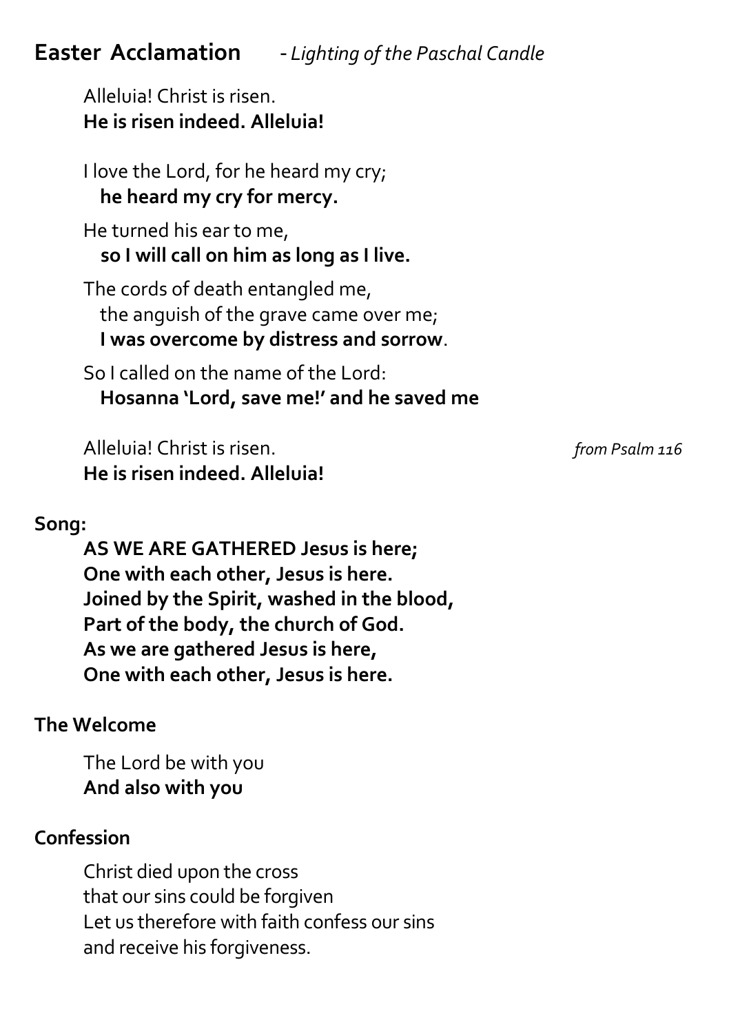## Easter Acclamation - *Lighting of the Paschal Candle*

Alleluia! Christ is risen.
**He is risen indeed. Alleluia!**

I love the Lord, for he heard my cry;
**he heard my cry for mercy.**

He turned his ear to me,
**so I will call on him as long as I live.**

The cords of death entangled me,
the anguish of the grave came over me;
**I was overcome by distress and sorrow**.

So I called on the name of the Lord:
**Hosanna 'Lord, save me!' and he saved me**

Alleluia! Christ is risen.
**He is risen indeed. Alleluia!**

*from Psalm 116*

**Song:**

**AS WE ARE GATHERED Jesus is here;**
**One with each other, Jesus is here.**
**Joined by the Spirit, washed in the blood,**
**Part of the body, the church of God.**
**As we are gathered Jesus is here,**
**One with each other, Jesus is here.**

**The Welcome**

The Lord be with you
**And also with you**

**Confession**

Christ died upon the cross
that our sins could be forgiven
Let us therefore with faith confess our sins
and receive his forgiveness.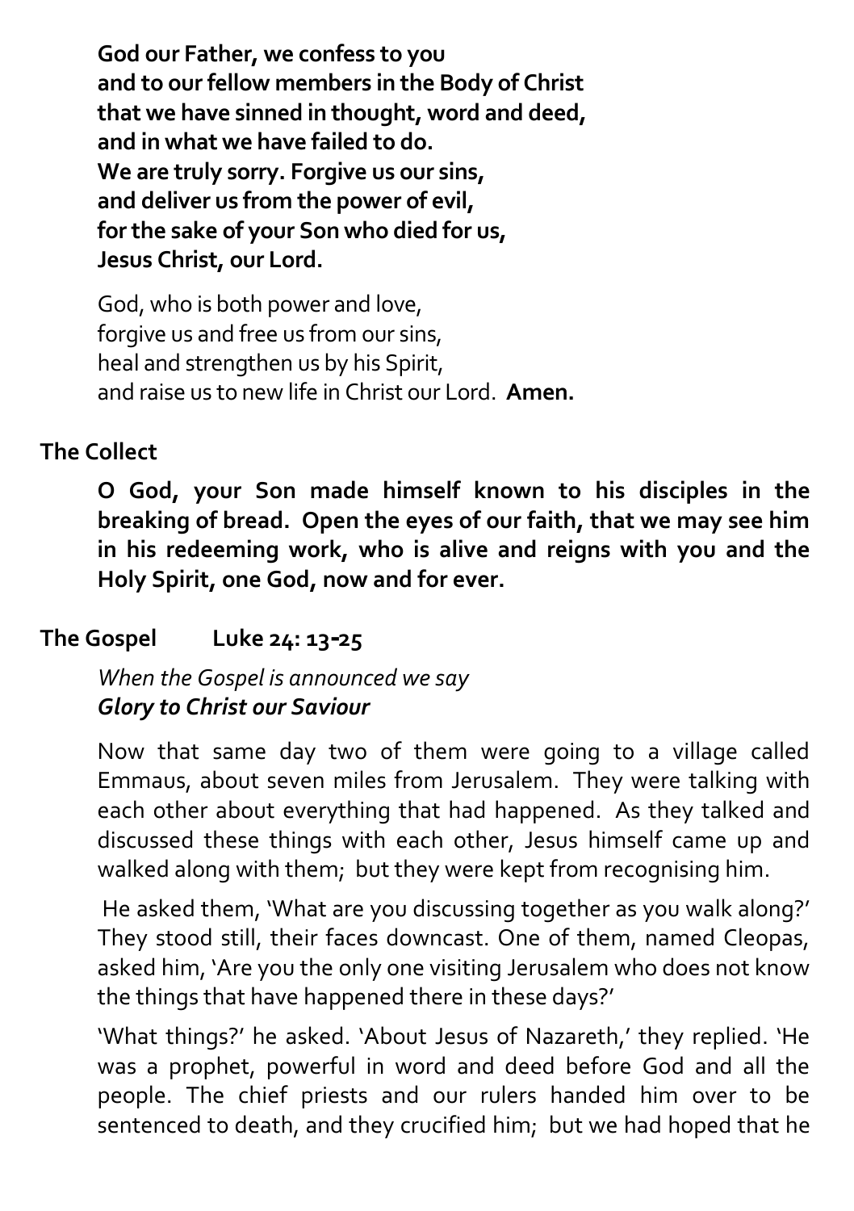**God our Father, we confess to you**
**and to our fellow members in the Body of Christ**
**that we have sinned in thought, word and deed,**
**and in what we have failed to do.**
**We are truly sorry. Forgive us our sins,**
**and deliver us from the power of evil,**
**for the sake of your Son who died for us,**
**Jesus Christ, our Lord.**

God, who is both power and love,
forgive us and free us from our sins,
heal and strengthen us by his Spirit,
and raise us to new life in Christ our Lord. **Amen.**

## The Collect

**O God, your Son made himself known to his disciples in the breaking of bread. Open the eyes of our faith, that we may see him in his redeeming work, who is alive and reigns with you and the Holy Spirit, one God, now and for ever.**

## The Gospel Luke 24: 13-25

*When the Gospel is announced we say*
***Glory to Christ our Saviour***

Now that same day two of them were going to a village called Emmaus, about seven miles from Jerusalem. They were talking with each other about everything that had happened. As they talked and discussed these things with each other, Jesus himself came up and walked along with them; but they were kept from recognising him.

He asked them, 'What are you discussing together as you walk along?' They stood still, their faces downcast. One of them, named Cleopas, asked him, 'Are you the only one visiting Jerusalem who does not know the things that have happened there in these days?'

'What things?' he asked. 'About Jesus of Nazareth,' they replied. 'He was a prophet, powerful in word and deed before God and all the people. The chief priests and our rulers handed him over to be sentenced to death, and they crucified him; but we had hoped that he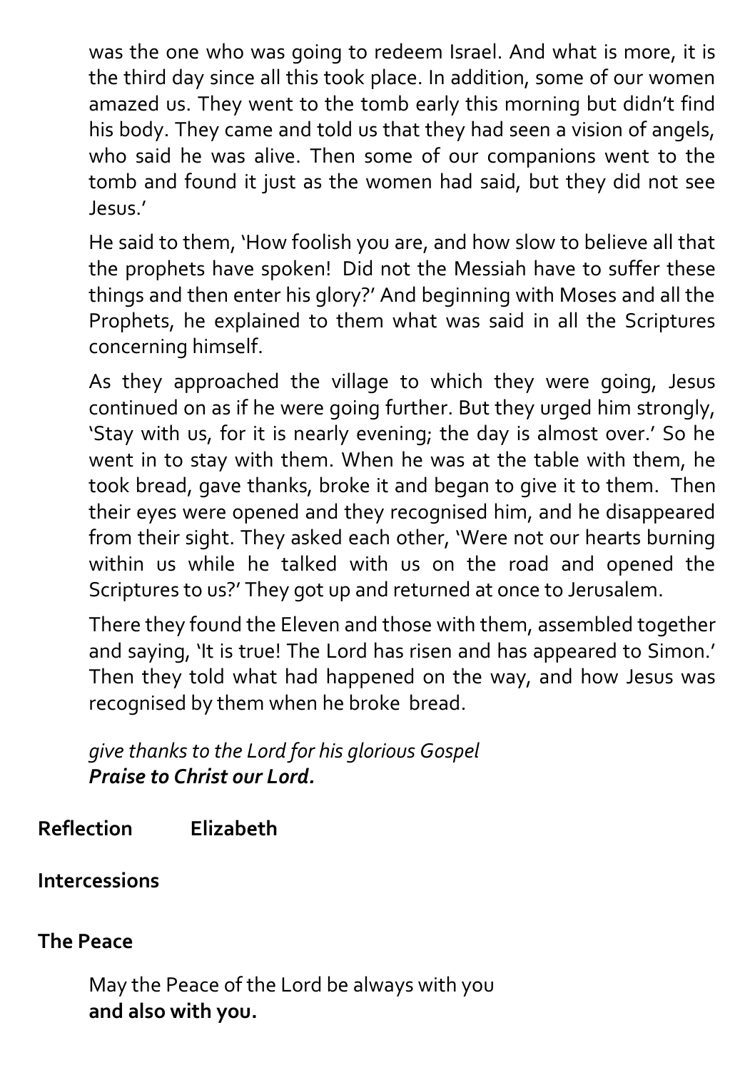was the one who was going to redeem Israel. And what is more, it is the third day since all this took place. In addition, some of our women amazed us. They went to the tomb early this morning but didn't find his body. They came and told us that they had seen a vision of angels, who said he was alive. Then some of our companions went to the tomb and found it just as the women had said, but they did not see Jesus.'

He said to them, 'How foolish you are, and how slow to believe all that the prophets have spoken! Did not the Messiah have to suffer these things and then enter his glory?' And beginning with Moses and all the Prophets, he explained to them what was said in all the Scriptures concerning himself.

As they approached the village to which they were going, Jesus continued on as if he were going further. But they urged him strongly, 'Stay with us, for it is nearly evening; the day is almost over.' So he went in to stay with them. When he was at the table with them, he took bread, gave thanks, broke it and began to give it to them. Then their eyes were opened and they recognised him, and he disappeared from their sight. They asked each other, 'Were not our hearts burning within us while he talked with us on the road and opened the Scriptures to us?' They got up and returned at once to Jerusalem.

There they found the Eleven and those with them, assembled together and saying, 'It is true! The Lord has risen and has appeared to Simon.' Then they told what had happened on the way, and how Jesus was recognised by them when he broke bread.

*give thanks to the Lord for his glorious Gospel*
***Praise to Christ our Lord.***

**Reflection Elizabeth**

**Intercessions**

**The Peace**

May the Peace of the Lord be always with you
**and also with you.**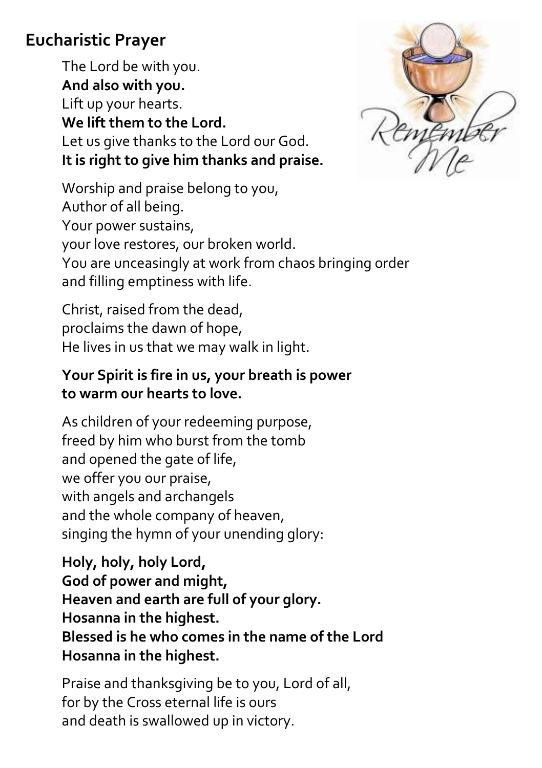## Eucharistic Prayer

The Lord be with you.
**And also with you.**
Lift up your hearts.
**We lift them to the Lord.**
Let us give thanks to the Lord our God.
**It is right to give him thanks and praise.**

Worship and praise belong to you,
Author of all being.
Your power sustains,
your love restores, our broken world.
You are unceasingly at work from chaos bringing order
and filling emptiness with life.

Christ, raised from the dead,
proclaims the dawn of hope,
He lives in us that we may walk in light.

**Your Spirit is fire in us, your breath is power**
**to warm our hearts to love.**

As children of your redeeming purpose,
freed by him who burst from the tomb
and opened the gate of life,
we offer you our praise,
with angels and archangels
and the whole company of heaven,
singing the hymn of your unending glory:

**Holy, holy, holy Lord,**
**God of power and might,**
**Heaven and earth are full of your glory.**
**Hosanna in the highest.**
**Blessed is he who comes in the name of the Lord**
**Hosanna in the highest.**

Praise and thanksgiving be to you, Lord of all,
for by the Cross eternal life is ours
and death is swallowed up in victory.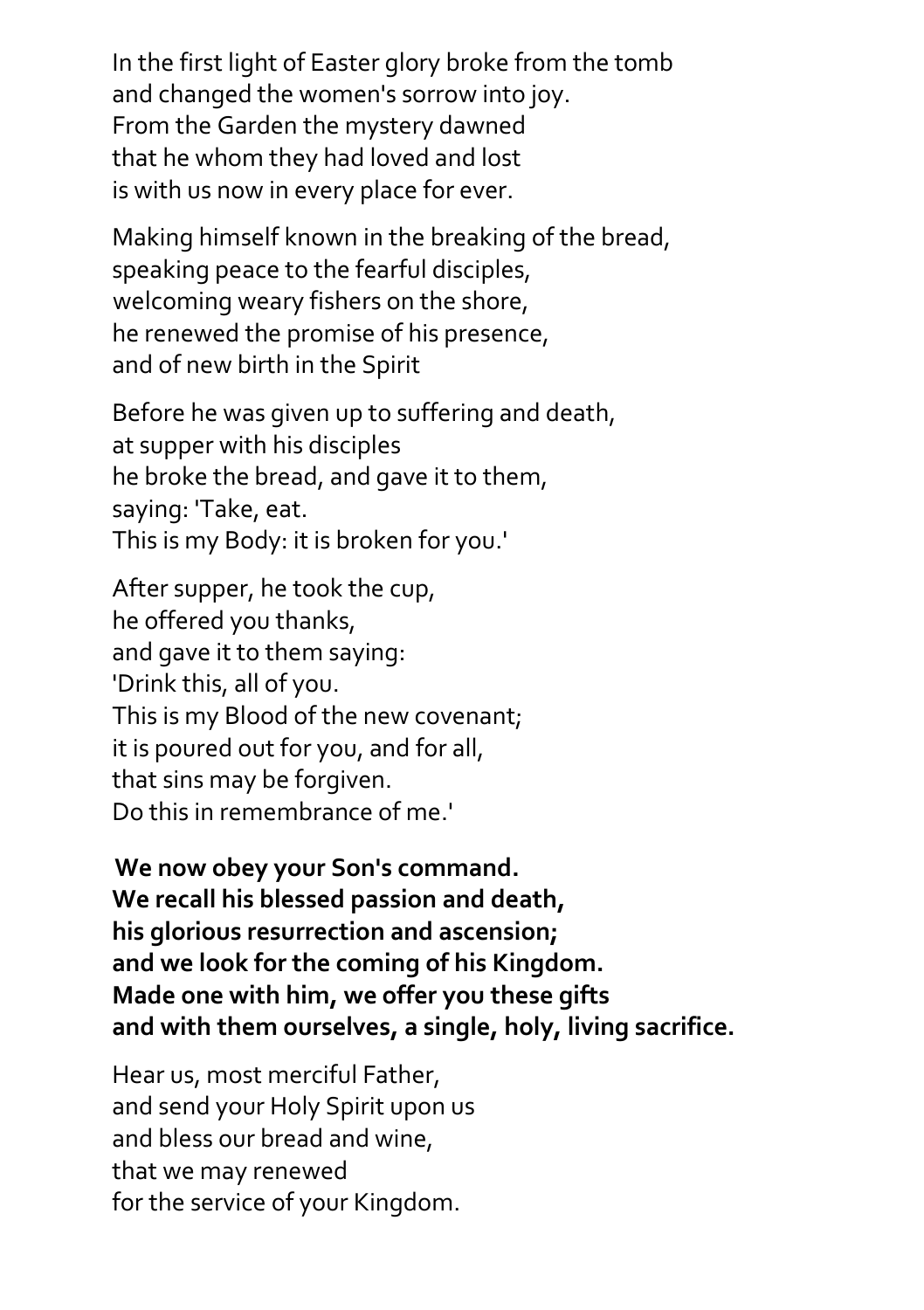In the first light of Easter glory broke from the tomb
and changed the women's sorrow into joy.
From the Garden the mystery dawned
that he whom they had loved and lost
is with us now in every place for ever.

Making himself known in the breaking of the bread,
speaking peace to the fearful disciples,
welcoming weary fishers on the shore,
he renewed the promise of his presence,
and of new birth in the Spirit

Before he was given up to suffering and death,
at supper with his disciples
he broke the bread, and gave it to them,
saying: 'Take, eat.
This is my Body: it is broken for you.'

After supper, he took the cup,
he offered you thanks,
and gave it to them saying:
'Drink this, all of you.
This is my Blood of the new covenant;
it is poured out for you, and for all,
that sins may be forgiven.
Do this in remembrance of me.'

**We now obey your Son's command.**
**We recall his blessed passion and death,**
**his glorious resurrection and ascension;**
**and we look for the coming of his Kingdom.**
**Made one with him, we offer you these gifts**
**and with them ourselves, a single, holy, living sacrifice.**

Hear us, most merciful Father,
and send your Holy Spirit upon us
and bless our bread and wine,
that we may renewed
for the service of your Kingdom.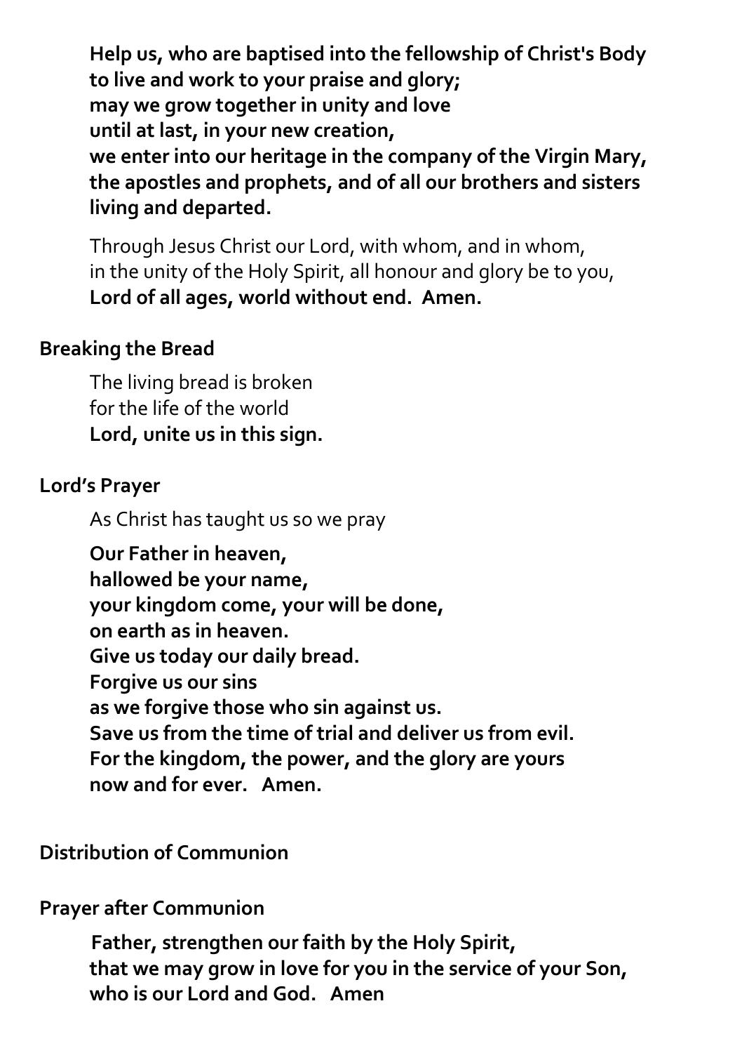**Help us, who are baptised into the fellowship of Christ's Body**
**to live and work to your praise and glory;**
**may we grow together in unity and love**
**until at last, in your new creation,**
**we enter into our heritage in the company of the Virgin Mary,**
**the apostles and prophets, and of all our brothers and sisters**
**living and departed.**

Through Jesus Christ our Lord, with whom, and in whom,
in the unity of the Holy Spirit, all honour and glory be to you,
**Lord of all ages, world without end. Amen.**

**Breaking the Bread**

The living bread is broken
for the life of the world
**Lord, unite us in this sign.**

**Lord's Prayer**

As Christ has taught us so we pray

**Our Father in heaven,**
**hallowed be your name,**
**your kingdom come, your will be done,**
**on earth as in heaven.**
**Give us today our daily bread.**
**Forgive us our sins**
**as we forgive those who sin against us.**
**Save us from the time of trial and deliver us from evil.**
**For the kingdom, the power, and the glory are yours**
**now and for ever. Amen.**

**Distribution of Communion**

**Prayer after Communion**

**Father, strengthen our faith by the Holy Spirit,**
**that we may grow in love for you in the service of your Son,**
**who is our Lord and God. Amen**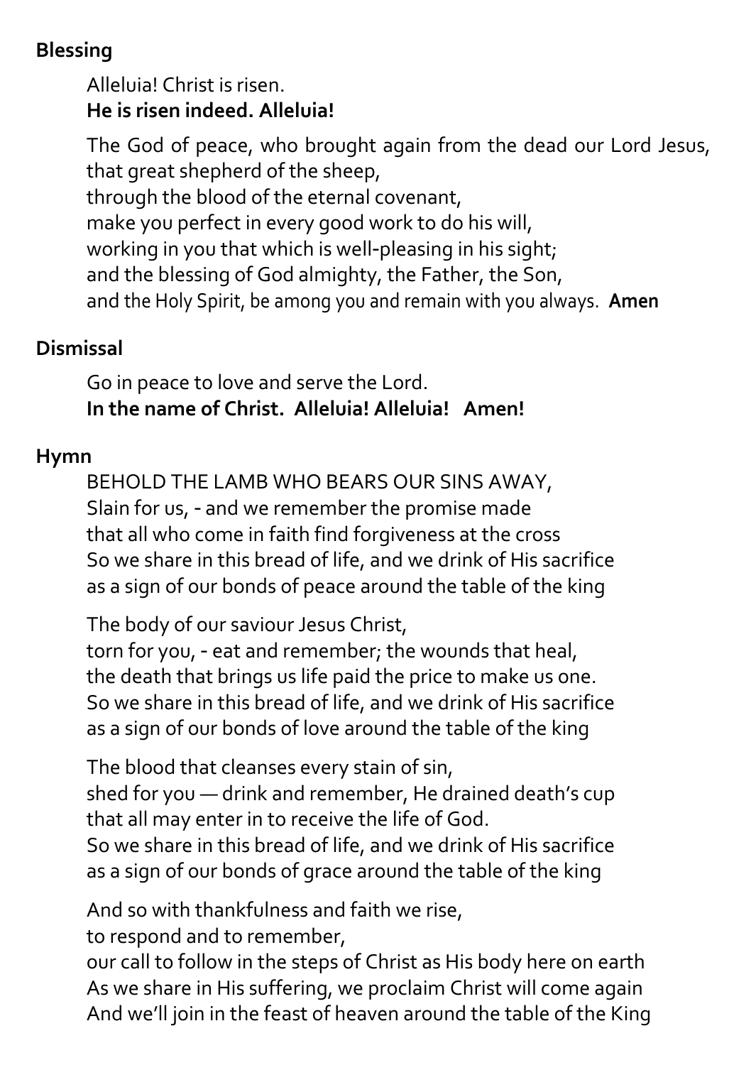**Blessing**

Alleluia! Christ is risen.
**He is risen indeed. Alleluia!**

The God of peace, who brought again from the dead our Lord Jesus,
that great shepherd of the sheep,
through the blood of the eternal covenant,
make you perfect in every good work to do his will,
working in you that which is well-pleasing in his sight;
and the blessing of God almighty, the Father, the Son,
and the Holy Spirit, be among you and remain with you always. **Amen**

**Dismissal**

Go in peace to love and serve the Lord.
**In the name of Christ. Alleluia! Alleluia! Amen!**

**Hymn**

BEHOLD THE LAMB WHO BEARS OUR SINS AWAY,
Slain for us, - and we remember the promise made
that all who come in faith find forgiveness at the cross
So we share in this bread of life, and we drink of His sacrifice
as a sign of our bonds of peace around the table of the king

The body of our saviour Jesus Christ,
torn for you, - eat and remember; the wounds that heal,
the death that brings us life paid the price to make us one.
So we share in this bread of life, and we drink of His sacrifice
as a sign of our bonds of love around the table of the king

The blood that cleanses every stain of sin,
shed for you — drink and remember, He drained death's cup
that all may enter in to receive the life of God.
So we share in this bread of life, and we drink of His sacrifice
as a sign of our bonds of grace around the table of the king

And so with thankfulness and faith we rise,
to respond and to remember,
our call to follow in the steps of Christ as His body here on earth
As we share in His suffering, we proclaim Christ will come again
And we'll join in the feast of heaven around the table of the King